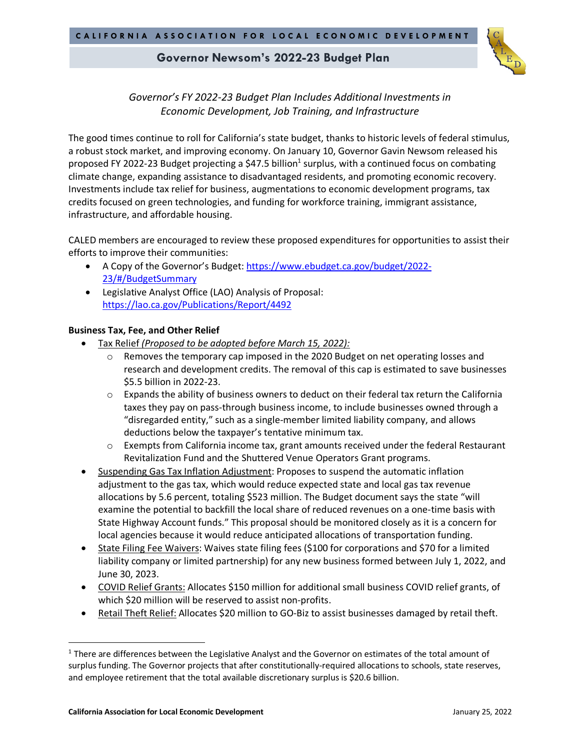# Governor Newsom's 2022-23 Budget Plan

*Governor's FY 2022-23 Budget Plan Includes Additional Investments in Economic Development, Job Training, and Infrastructure*

The good times continue to roll for California's state budget, thanks to historic levels of federal stimulus, a robust stock market, and improving economy. On January 10, Governor Gavin Newsom released his proposed FY 2022-23 Budget projecting a $47.5 billion[1] surplus, with a continued focus on combating climate change, expanding assistance to disadvantaged residents, and promoting economic recovery. Investments include tax relief for business, augmentations to economic development programs, tax credits focused on green technologies, and funding for workforce training, immigrant assistance, infrastructure, and affordable housing.

CALED members are encouraged to review these proposed expenditures for opportunities to assist their efforts to improve their communities:

- A Copy of the Governor's Budget: [https://www.ebudget.ca.gov/budget/2022-23/#/BudgetSummary](https://www.ebudget.ca.gov/budget/2022-23/#/BudgetSummary)
- Legislative Analyst Office (LAO) Analysis of Proposal: [https://lao.ca.gov/Publications/Report/4492](https://lao.ca.gov/Publications/Report/4492)

**Business Tax, Fee, and Other Relief**

- Tax Relief *(Proposed to be adopted before March 15, 2022):*
  - Removes the temporary cap imposed in the 2020 Budget on net operating losses and research and development credits. The removal of this cap is estimated to save businesses $5.5 billion in 2022-23.
  - Expands the ability of business owners to deduct on their federal tax return the California taxes they pay on pass-through business income, to include businesses owned through a "disregarded entity," such as a single-member limited liability company, and allows deductions below the taxpayer's tentative minimum tax.
  - Exempts from California income tax, grant amounts received under the federal Restaurant Revitalization Fund and the Shuttered Venue Operators Grant programs.
- Suspending Gas Tax Inflation Adjustment: Proposes to suspend the automatic inflation adjustment to the gas tax, which would reduce expected state and local gas tax revenue allocations by 5.6 percent, totaling $523 million. The Budget document says the state "will examine the potential to backfill the local share of reduced revenues on a one-time basis with State Highway Account funds." This proposal should be monitored closely as it is a concern for local agencies because it would reduce anticipated allocations of transportation funding.
- State Filing Fee Waivers: Waives state filing fees ($100 for corporations and $70 for a limited liability company or limited partnership) for any new business formed between July 1, 2022, and June 30, 2023.
- COVID Relief Grants: Allocates $150 million for additional small business COVID relief grants, of which $20 million will be reserved to assist non-profits.
- Retail Theft Relief: Allocates $20 million to GO-Biz to assist businesses damaged by retail theft.

[1] There are differences between the Legislative Analyst and the Governor on estimates of the total amount of surplus funding. The Governor projects that after constitutionally-required allocations to schools, state reserves, and employee retirement that the total available discretionary surplus is $20.6 billion.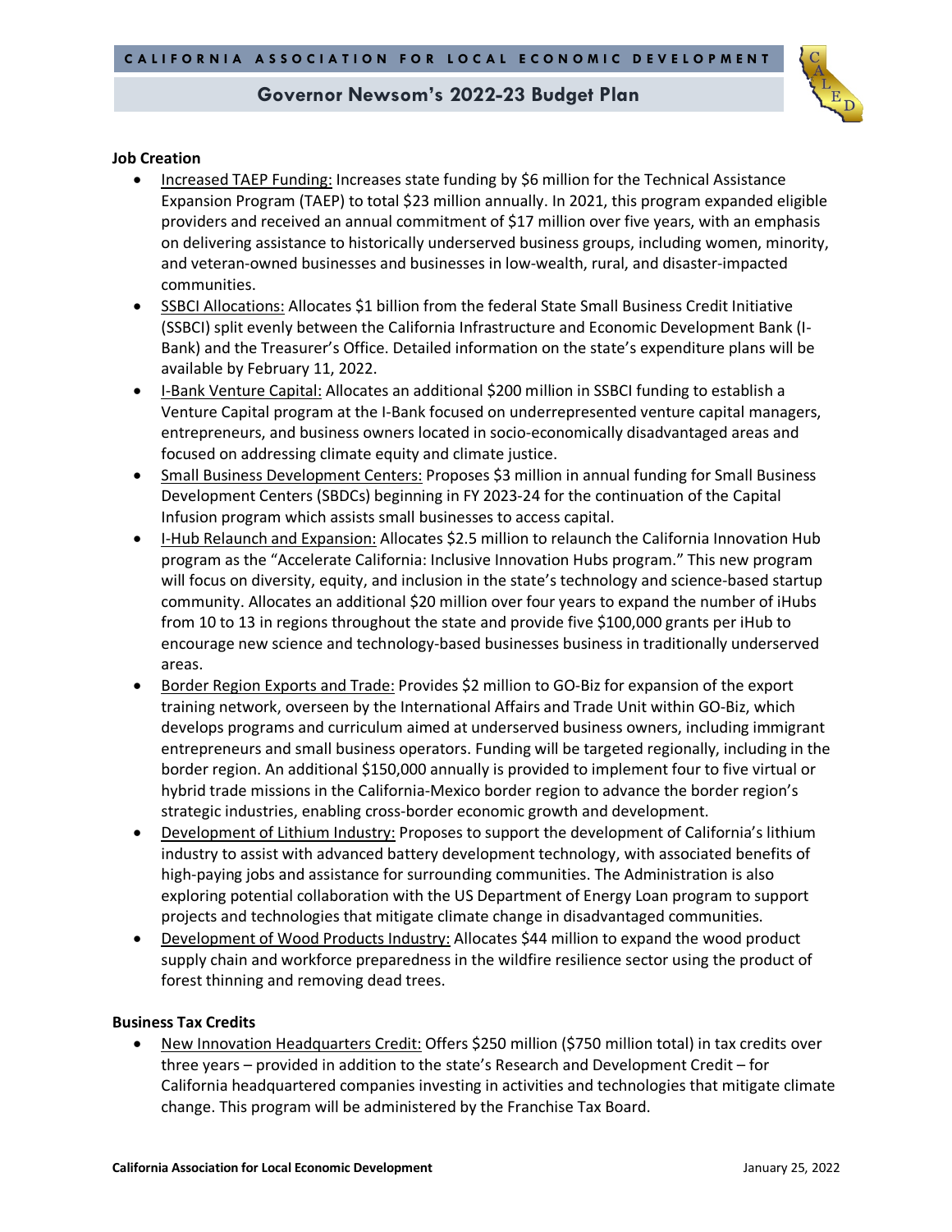**Job Creation**

- Increased TAEP Funding: Increases state funding by $6 million for the Technical Assistance Expansion Program (TAEP) to total $23 million annually. In 2021, this program expanded eligible providers and received an annual commitment of $17 million over five years, with an emphasis on delivering assistance to historically underserved business groups, including women, minority, and veteran-owned businesses and businesses in low-wealth, rural, and disaster-impacted communities.
- SSBCI Allocations: Allocates $1 billion from the federal State Small Business Credit Initiative (SSBCI) split evenly between the California Infrastructure and Economic Development Bank (I-Bank) and the Treasurer's Office. Detailed information on the state's expenditure plans will be available by February 11, 2022.
- I-Bank Venture Capital: Allocates an additional $200 million in SSBCI funding to establish a Venture Capital program at the I-Bank focused on underrepresented venture capital managers, entrepreneurs, and business owners located in socio-economically disadvantaged areas and focused on addressing climate equity and climate justice.
- Small Business Development Centers: Proposes $3 million in annual funding for Small Business Development Centers (SBDCs) beginning in FY 2023-24 for the continuation of the Capital Infusion program which assists small businesses to access capital.
- I-Hub Relaunch and Expansion: Allocates $2.5 million to relaunch the California Innovation Hub program as the "Accelerate California: Inclusive Innovation Hubs program." This new program will focus on diversity, equity, and inclusion in the state's technology and science-based startup community. Allocates an additional $20 million over four years to expand the number of iHubs from 10 to 13 in regions throughout the state and provide five $100,000 grants per iHub to encourage new science and technology-based businesses business in traditionally underserved areas.
- Border Region Exports and Trade: Provides $2 million to GO-Biz for expansion of the export training network, overseen by the International Affairs and Trade Unit within GO-Biz, which develops programs and curriculum aimed at underserved business owners, including immigrant entrepreneurs and small business operators. Funding will be targeted regionally, including in the border region. An additional $150,000 annually is provided to implement four to five virtual or hybrid trade missions in the California-Mexico border region to advance the border region's strategic industries, enabling cross-border economic growth and development.
- Development of Lithium Industry: Proposes to support the development of California's lithium industry to assist with advanced battery development technology, with associated benefits of high-paying jobs and assistance for surrounding communities. The Administration is also exploring potential collaboration with the US Department of Energy Loan program to support projects and technologies that mitigate climate change in disadvantaged communities.
- Development of Wood Products Industry: Allocates $44 million to expand the wood product supply chain and workforce preparedness in the wildfire resilience sector using the product of forest thinning and removing dead trees.

**Business Tax Credits**

- New Innovation Headquarters Credit: Offers $250 million ($750 million total) in tax credits over three years – provided in addition to the state's Research and Development Credit – for California headquartered companies investing in activities and technologies that mitigate climate change. This program will be administered by the Franchise Tax Board.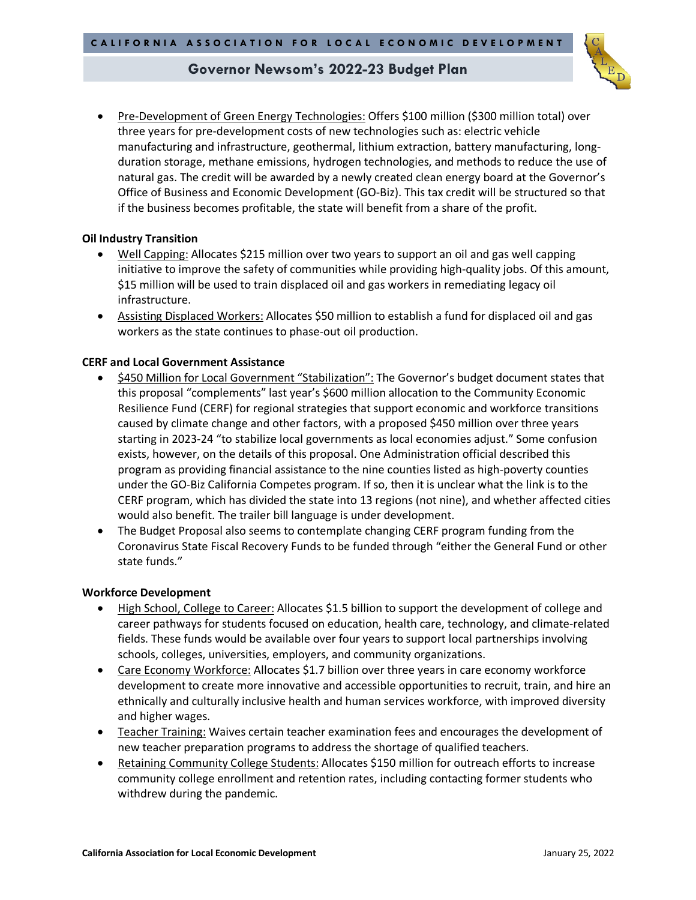- Pre-Development of Green Energy Technologies: Offers $100 million ($300 million total) over three years for pre-development costs of new technologies such as: electric vehicle manufacturing and infrastructure, geothermal, lithium extraction, battery manufacturing, long-duration storage, methane emissions, hydrogen technologies, and methods to reduce the use of natural gas. The credit will be awarded by a newly created clean energy board at the Governor's Office of Business and Economic Development (GO-Biz). This tax credit will be structured so that if the business becomes profitable, the state will benefit from a share of the profit.

**Oil Industry Transition**

- Well Capping: Allocates $215 million over two years to support an oil and gas well capping initiative to improve the safety of communities while providing high-quality jobs. Of this amount, $15 million will be used to train displaced oil and gas workers in remediating legacy oil infrastructure.
- Assisting Displaced Workers: Allocates $50 million to establish a fund for displaced oil and gas workers as the state continues to phase-out oil production.

**CERF and Local Government Assistance**

- $450 Million for Local Government "Stabilization": The Governor's budget document states that this proposal "complements" last year's $600 million allocation to the Community Economic Resilience Fund (CERF) for regional strategies that support economic and workforce transitions caused by climate change and other factors, with a proposed $450 million over three years starting in 2023-24 "to stabilize local governments as local economies adjust." Some confusion exists, however, on the details of this proposal. One Administration official described this program as providing financial assistance to the nine counties listed as high-poverty counties under the GO-Biz California Competes program. If so, then it is unclear what the link is to the CERF program, which has divided the state into 13 regions (not nine), and whether affected cities would also benefit. The trailer bill language is under development.
- The Budget Proposal also seems to contemplate changing CERF program funding from the Coronavirus State Fiscal Recovery Funds to be funded through "either the General Fund or other state funds."

**Workforce Development**

- High School, College to Career: Allocates $1.5 billion to support the development of college and career pathways for students focused on education, health care, technology, and climate-related fields. These funds would be available over four years to support local partnerships involving schools, colleges, universities, employers, and community organizations.
- Care Economy Workforce: Allocates $1.7 billion over three years in care economy workforce development to create more innovative and accessible opportunities to recruit, train, and hire an ethnically and culturally inclusive health and human services workforce, with improved diversity and higher wages.
- Teacher Training: Waives certain teacher examination fees and encourages the development of new teacher preparation programs to address the shortage of qualified teachers.
- Retaining Community College Students: Allocates $150 million for outreach efforts to increase community college enrollment and retention rates, including contacting former students who withdrew during the pandemic.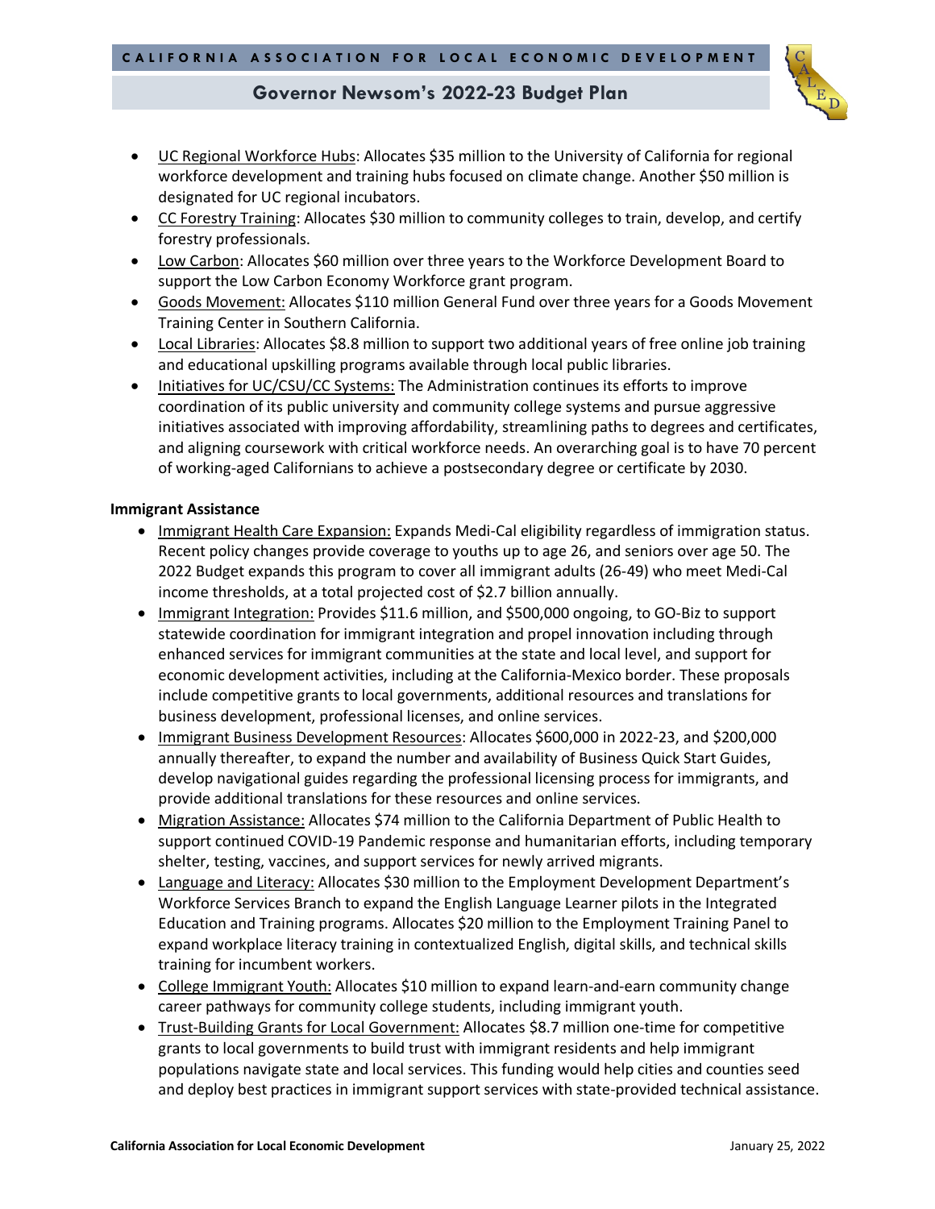- UC Regional Workforce Hubs: Allocates $35 million to the University of California for regional workforce development and training hubs focused on climate change. Another $50 million is designated for UC regional incubators.
- CC Forestry Training: Allocates $30 million to community colleges to train, develop, and certify forestry professionals.
- Low Carbon: Allocates $60 million over three years to the Workforce Development Board to support the Low Carbon Economy Workforce grant program.
- Goods Movement: Allocates $110 million General Fund over three years for a Goods Movement Training Center in Southern California.
- Local Libraries: Allocates $8.8 million to support two additional years of free online job training and educational upskilling programs available through local public libraries.
- Initiatives for UC/CSU/CC Systems: The Administration continues its efforts to improve coordination of its public university and community college systems and pursue aggressive initiatives associated with improving affordability, streamlining paths to degrees and certificates, and aligning coursework with critical workforce needs. An overarching goal is to have 70 percent of working-aged Californians to achieve a postsecondary degree or certificate by 2030.

**Immigrant Assistance**

- Immigrant Health Care Expansion: Expands Medi-Cal eligibility regardless of immigration status. Recent policy changes provide coverage to youths up to age 26, and seniors over age 50. The 2022 Budget expands this program to cover all immigrant adults (26-49) who meet Medi-Cal income thresholds, at a total projected cost of $2.7 billion annually.
- Immigrant Integration: Provides $11.6 million, and $500,000 ongoing, to GO-Biz to support statewide coordination for immigrant integration and propel innovation including through enhanced services for immigrant communities at the state and local level, and support for economic development activities, including at the California-Mexico border. These proposals include competitive grants to local governments, additional resources and translations for business development, professional licenses, and online services.
- Immigrant Business Development Resources: Allocates $600,000 in 2022-23, and $200,000 annually thereafter, to expand the number and availability of Business Quick Start Guides, develop navigational guides regarding the professional licensing process for immigrants, and provide additional translations for these resources and online services.
- Migration Assistance: Allocates $74 million to the California Department of Public Health to support continued COVID-19 Pandemic response and humanitarian efforts, including temporary shelter, testing, vaccines, and support services for newly arrived migrants.
- Language and Literacy: Allocates $30 million to the Employment Development Department's Workforce Services Branch to expand the English Language Learner pilots in the Integrated Education and Training programs. Allocates $20 million to the Employment Training Panel to expand workplace literacy training in contextualized English, digital skills, and technical skills training for incumbent workers.
- College Immigrant Youth: Allocates $10 million to expand learn-and-earn community change career pathways for community college students, including immigrant youth.
- Trust-Building Grants for Local Government: Allocates $8.7 million one-time for competitive grants to local governments to build trust with immigrant residents and help immigrant populations navigate state and local services. This funding would help cities and counties seed and deploy best practices in immigrant support services with state-provided technical assistance.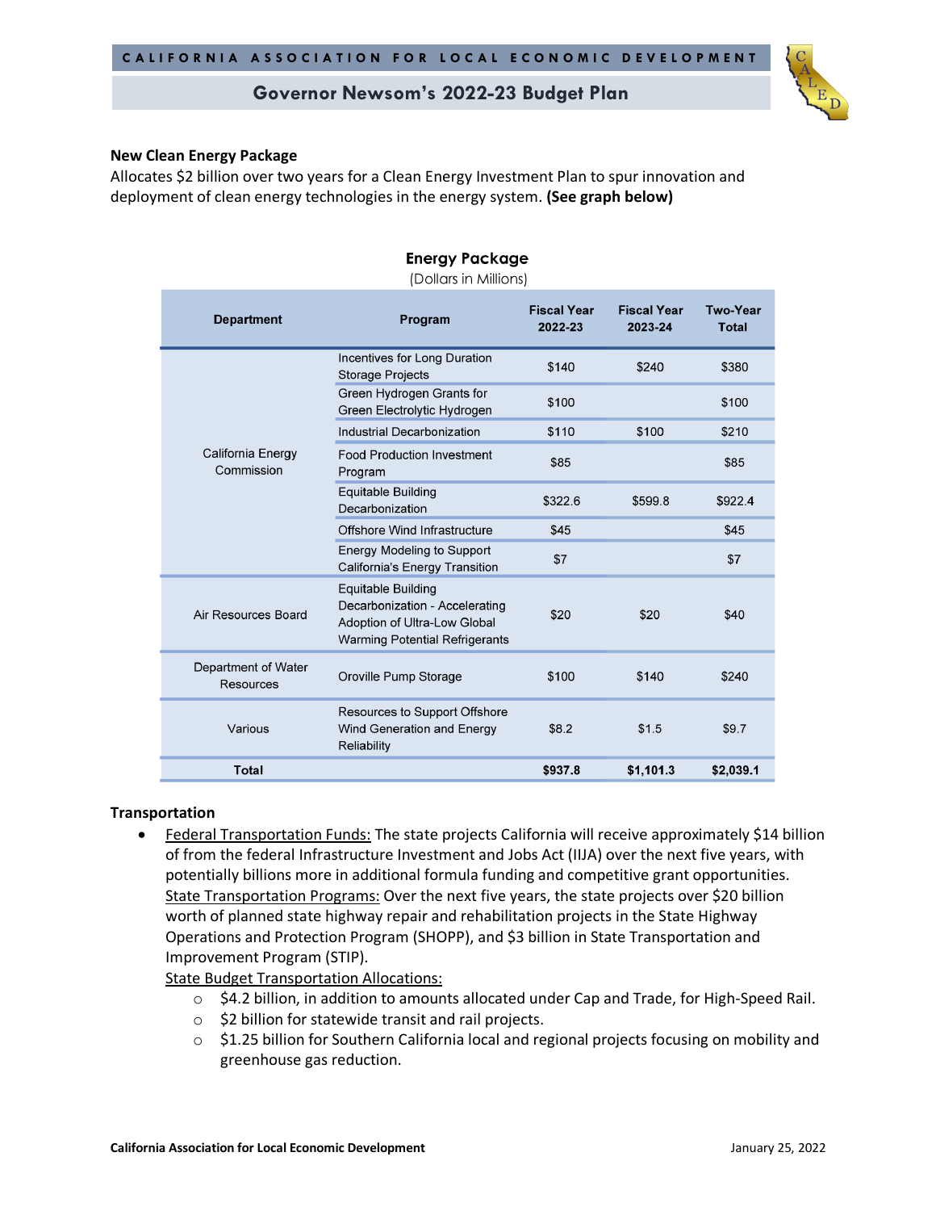## New Clean Energy Package

Allocates $2 billion over two years for a Clean Energy Investment Plan to spur innovation and deployment of clean energy technologies in the energy system. **(See graph below)**

**Energy Package**
(Dollars in Millions)

| Department | Program | Fiscal Year 2022-23 | Fiscal Year 2023-24 | Two-Year Total |
|---|---|---|---|---|
| California Energy Commission | Incentives for Long Duration Storage Projects | $140 | $240 | $380 |
| | Green Hydrogen Grants for Green Electrolytic Hydrogen | $100 | | $100 |
| | Industrial Decarbonization | $110 | $100 | $210 |
| | Food Production Investment Program | $85 | | $85 |
| | Equitable Building Decarbonization | $322.6 | $599.8 | $922.4 |
| | Offshore Wind Infrastructure | $45 | | $45 |
| | Energy Modeling to Support California's Energy Transition | $7 | | $7 |
| Air Resources Board | Equitable Building Decarbonization - Accelerating Adoption of Ultra-Low Global Warming Potential Refrigerants | $20 | $20 | $40 |
| Department of Water Resources | Oroville Pump Storage | $100 | $140 | $240 |
| Various | Resources to Support Offshore Wind Generation and Energy Reliability | $8.2 | $1.5 | $9.7 |
| **Total** | | **$937.8** | **$1,101.3** | **$2,039.1** |

## Transportation

- Federal Transportation Funds: The state projects California will receive approximately $14 billion of from the federal Infrastructure Investment and Jobs Act (IIJA) over the next five years, with potentially billions more in additional formula funding and competitive grant opportunities.
  State Transportation Programs: Over the next five years, the state projects over $20 billion worth of planned state highway repair and rehabilitation projects in the State Highway Operations and Protection Program (SHOPP), and $3 billion in State Transportation and Improvement Program (STIP).
  State Budget Transportation Allocations:
  - $4.2 billion, in addition to amounts allocated under Cap and Trade, for High-Speed Rail.
  - $2 billion for statewide transit and rail projects.
  - $1.25 billion for Southern California local and regional projects focusing on mobility and greenhouse gas reduction.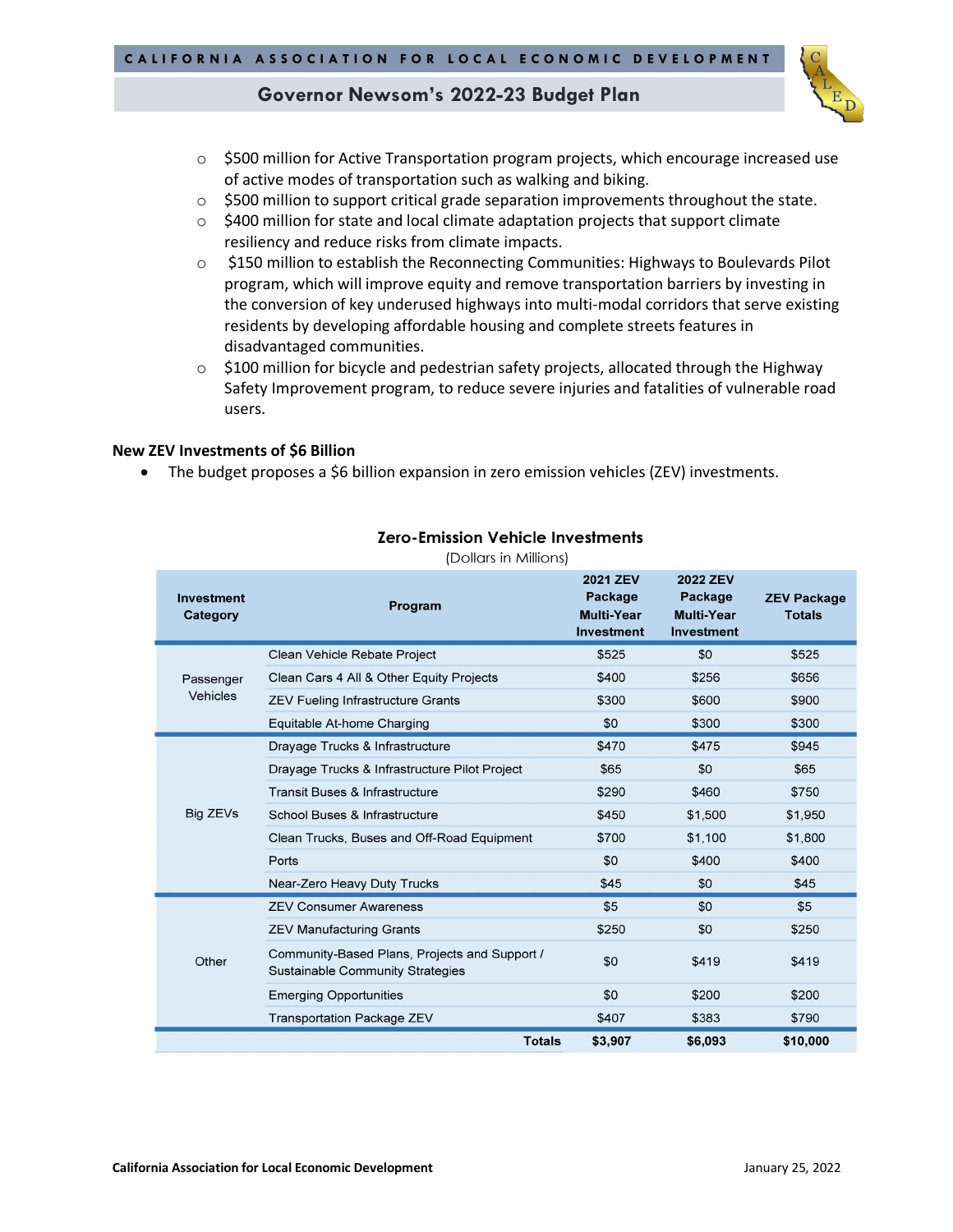- $500 million for Active Transportation program projects, which encourage increased use of active modes of transportation such as walking and biking.
- $500 million to support critical grade separation improvements throughout the state.
- $400 million for state and local climate adaptation projects that support climate resiliency and reduce risks from climate impacts.
- $150 million to establish the Reconnecting Communities: Highways to Boulevards Pilot program, which will improve equity and remove transportation barriers by investing in the conversion of key underused highways into multi-modal corridors that serve existing residents by developing affordable housing and complete streets features in disadvantaged communities.
- $100 million for bicycle and pedestrian safety projects, allocated through the Highway Safety Improvement program, to reduce severe injuries and fatalities of vulnerable road users.

**New ZEV Investments of $6 Billion**

- The budget proposes a $6 billion expansion in zero emission vehicles (ZEV) investments.

**Zero-Emission Vehicle Investments**

(Dollars in Millions)

| Investment Category | Program | 2021 ZEV Package Multi-Year Investment | 2022 ZEV Package Multi-Year Investment | ZEV Package Totals |
|---|---|---|---|---|
| Passenger Vehicles | Clean Vehicle Rebate Project | $525 | $0 | $525 |
| | Clean Cars 4 All & Other Equity Projects | $400 | $256 | $656 |
| | ZEV Fueling Infrastructure Grants | $300 | $600 | $900 |
| | Equitable At-home Charging | $0 | $300 | $300 |
| Big ZEVs | Drayage Trucks & Infrastructure | $470 | $475 | $945 |
| | Drayage Trucks & Infrastructure Pilot Project | $65 | $0 | $65 |
| | Transit Buses & Infrastructure | $290 | $460 | $750 |
| | School Buses & Infrastructure | $450 | $1,500 | $1,950 |
| | Clean Trucks, Buses and Off-Road Equipment | $700 | $1,100 | $1,800 |
| | Ports | $0 | $400 | $400 |
| | Near-Zero Heavy Duty Trucks | $45 | $0 | $45 |
| Other | ZEV Consumer Awareness | $5 | $0 | $5 |
| | ZEV Manufacturing Grants | $250 | $0 | $250 |
| | Community-Based Plans, Projects and Support / Sustainable Community Strategies | $0 | $419 | $419 |
| | Emerging Opportunities | $0 | $200 | $200 |
| | Transportation Package ZEV | $407 | $383 | $790 |
| | **Totals** | **$3,907** | **$6,093** | **$10,000** |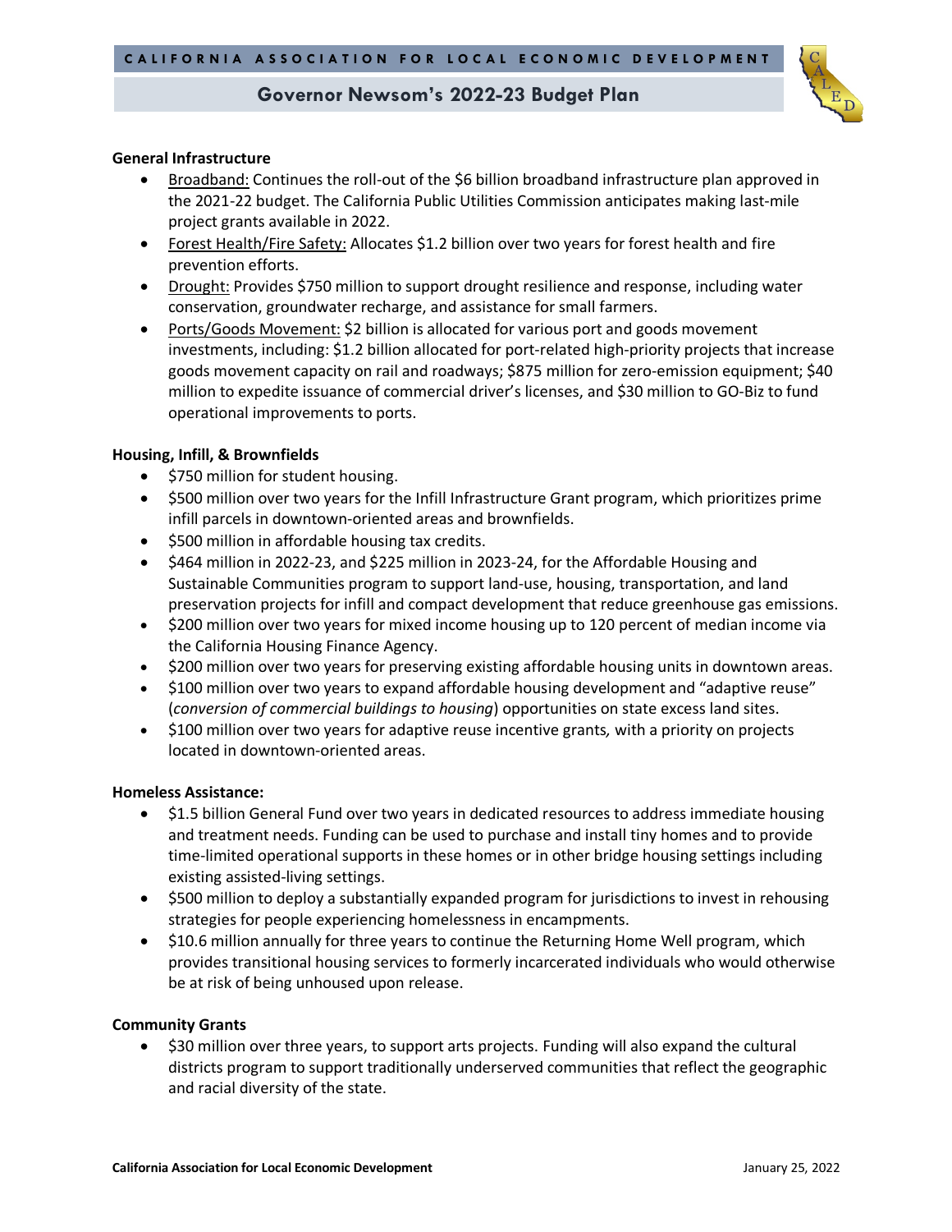**General Infrastructure**

- Broadband: Continues the roll-out of the $6 billion broadband infrastructure plan approved in the 2021-22 budget. The California Public Utilities Commission anticipates making last-mile project grants available in 2022.
- Forest Health/Fire Safety: Allocates $1.2 billion over two years for forest health and fire prevention efforts.
- Drought: Provides $750 million to support drought resilience and response, including water conservation, groundwater recharge, and assistance for small farmers.
- Ports/Goods Movement: $2 billion is allocated for various port and goods movement investments, including: $1.2 billion allocated for port-related high-priority projects that increase goods movement capacity on rail and roadways; $875 million for zero-emission equipment; $40 million to expedite issuance of commercial driver's licenses, and $30 million to GO-Biz to fund operational improvements to ports.

**Housing, Infill, & Brownfields**

- $750 million for student housing.
- $500 million over two years for the Infill Infrastructure Grant program, which prioritizes prime infill parcels in downtown-oriented areas and brownfields.
- $500 million in affordable housing tax credits.
- $464 million in 2022-23, and $225 million in 2023-24, for the Affordable Housing and Sustainable Communities program to support land-use, housing, transportation, and land preservation projects for infill and compact development that reduce greenhouse gas emissions.
- $200 million over two years for mixed income housing up to 120 percent of median income via the California Housing Finance Agency.
- $200 million over two years for preserving existing affordable housing units in downtown areas.
- $100 million over two years to expand affordable housing development and "adaptive reuse" (*conversion of commercial buildings to housing*) opportunities on state excess land sites.
- $100 million over two years for adaptive reuse incentive grants*,* with a priority on projects located in downtown-oriented areas.

**Homeless Assistance:**

- $1.5 billion General Fund over two years in dedicated resources to address immediate housing and treatment needs. Funding can be used to purchase and install tiny homes and to provide time-limited operational supports in these homes or in other bridge housing settings including existing assisted-living settings.
- $500 million to deploy a substantially expanded program for jurisdictions to invest in rehousing strategies for people experiencing homelessness in encampments.
- $10.6 million annually for three years to continue the Returning Home Well program, which provides transitional housing services to formerly incarcerated individuals who would otherwise be at risk of being unhoused upon release.

**Community Grants**

- $30 million over three years, to support arts projects. Funding will also expand the cultural districts program to support traditionally underserved communities that reflect the geographic and racial diversity of the state.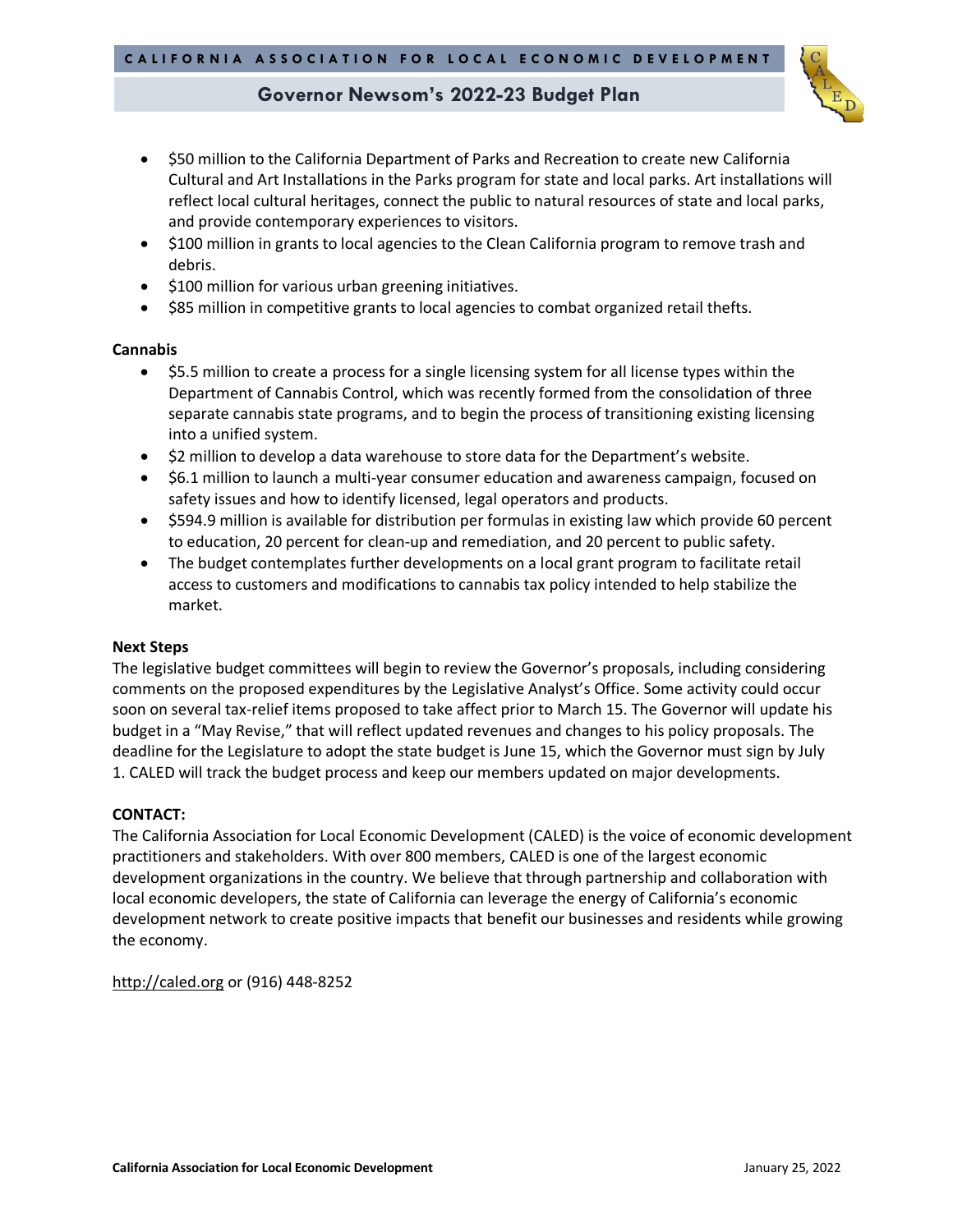- $50 million to the California Department of Parks and Recreation to create new California Cultural and Art Installations in the Parks program for state and local parks. Art installations will reflect local cultural heritages, connect the public to natural resources of state and local parks, and provide contemporary experiences to visitors.
- $100 million in grants to local agencies to the Clean California program to remove trash and debris.
- $100 million for various urban greening initiatives.
- $85 million in competitive grants to local agencies to combat organized retail thefts.

**Cannabis**

- $5.5 million to create a process for a single licensing system for all license types within the Department of Cannabis Control, which was recently formed from the consolidation of three separate cannabis state programs, and to begin the process of transitioning existing licensing into a unified system.
- $2 million to develop a data warehouse to store data for the Department's website.
- $6.1 million to launch a multi-year consumer education and awareness campaign, focused on safety issues and how to identify licensed, legal operators and products.
- $594.9 million is available for distribution per formulas in existing law which provide 60 percent to education, 20 percent for clean-up and remediation, and 20 percent to public safety.
- The budget contemplates further developments on a local grant program to facilitate retail access to customers and modifications to cannabis tax policy intended to help stabilize the market.

**Next Steps**

The legislative budget committees will begin to review the Governor's proposals, including considering comments on the proposed expenditures by the Legislative Analyst's Office. Some activity could occur soon on several tax-relief items proposed to take affect prior to March 15. The Governor will update his budget in a "May Revise," that will reflect updated revenues and changes to his policy proposals. The deadline for the Legislature to adopt the state budget is June 15, which the Governor must sign by July 1. CALED will track the budget process and keep our members updated on major developments.

**CONTACT:**

The California Association for Local Economic Development (CALED) is the voice of economic development practitioners and stakeholders. With over 800 members, CALED is one of the largest economic development organizations in the country. We believe that through partnership and collaboration with local economic developers, the state of California can leverage the energy of California's economic development network to create positive impacts that benefit our businesses and residents while growing the economy.

http://caled.org or (916) 448-8252